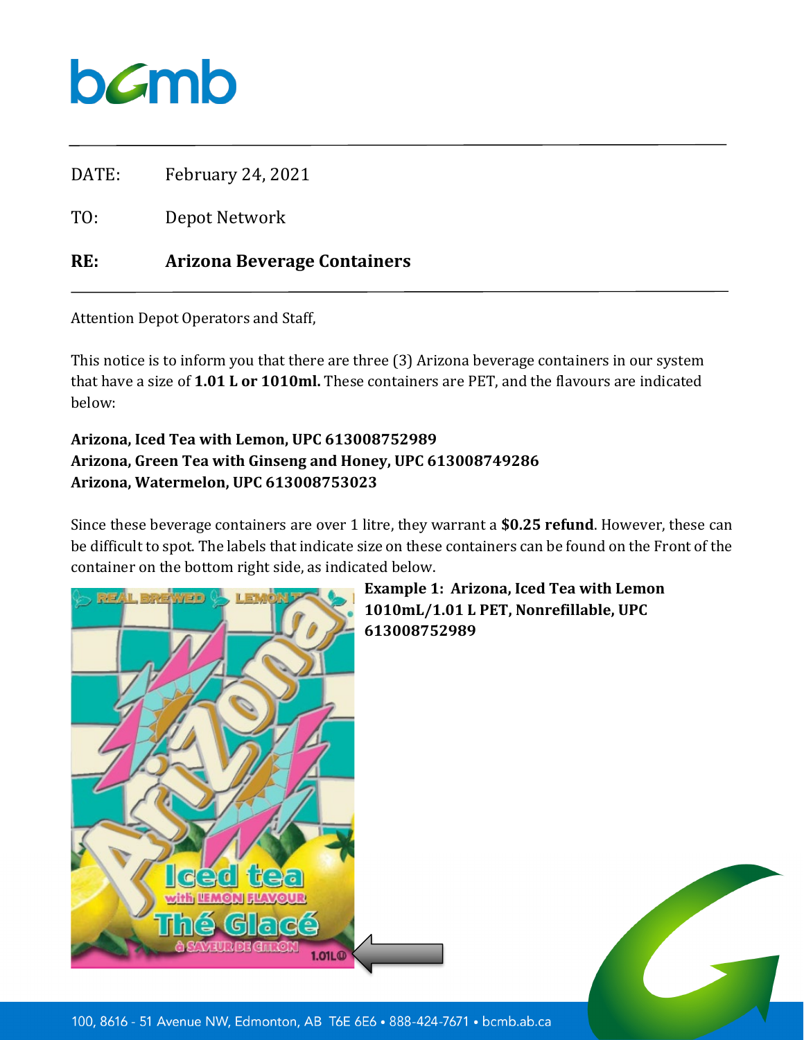| | |
|---|---|
| DATE: | February 24, 2021 |
| TO: | Depot Network |
| **RE:** | **Arizona Beverage Containers** |

Attention Depot Operators and Staff,

This notice is to inform you that there are three (3) Arizona beverage containers in our system that have a size of **1.01 L or 1010ml.** These containers are PET, and the flavours are indicated below:

**Arizona, Iced Tea with Lemon, UPC 613008752989**
**Arizona, Green Tea with Ginseng and Honey, UPC 613008749286**
**Arizona, Watermelon, UPC 613008753023**

Since these beverage containers are over 1 litre, they warrant a **$0.25 refund**. However, these can be difficult to spot. The labels that indicate size on these containers can be found on the Front of the container on the bottom right side, as indicated below.

**Example 1: Arizona, Iced Tea with Lemon 1010mL/1.01 L PET, Nonrefillable, UPC 613008752989**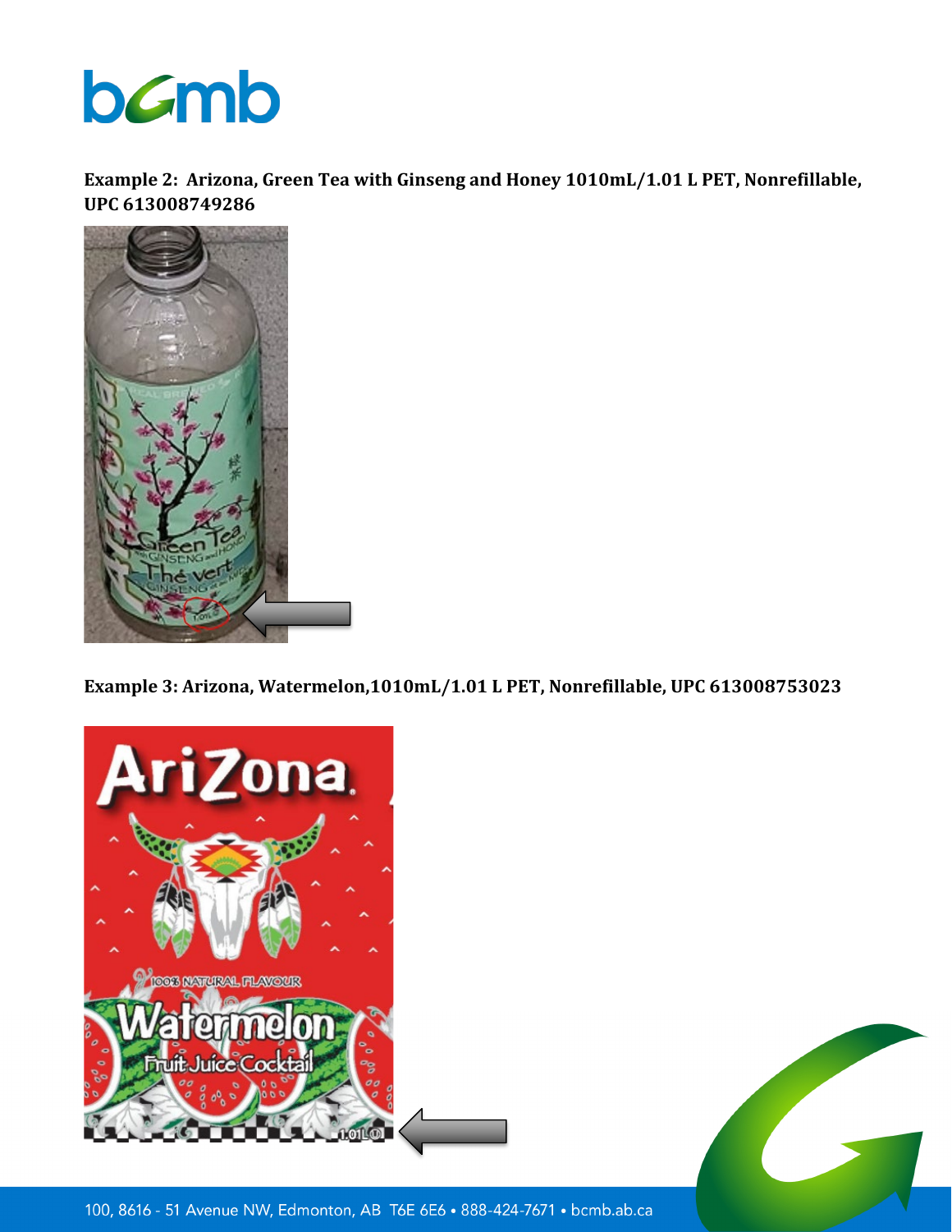**Example 2: Arizona, Green Tea with Ginseng and Honey 1010mL/1.01 L PET, Nonrefillable, UPC 613008749286**

**Example 3: Arizona, Watermelon,1010mL/1.01 L PET, Nonrefillable, UPC 613008753023**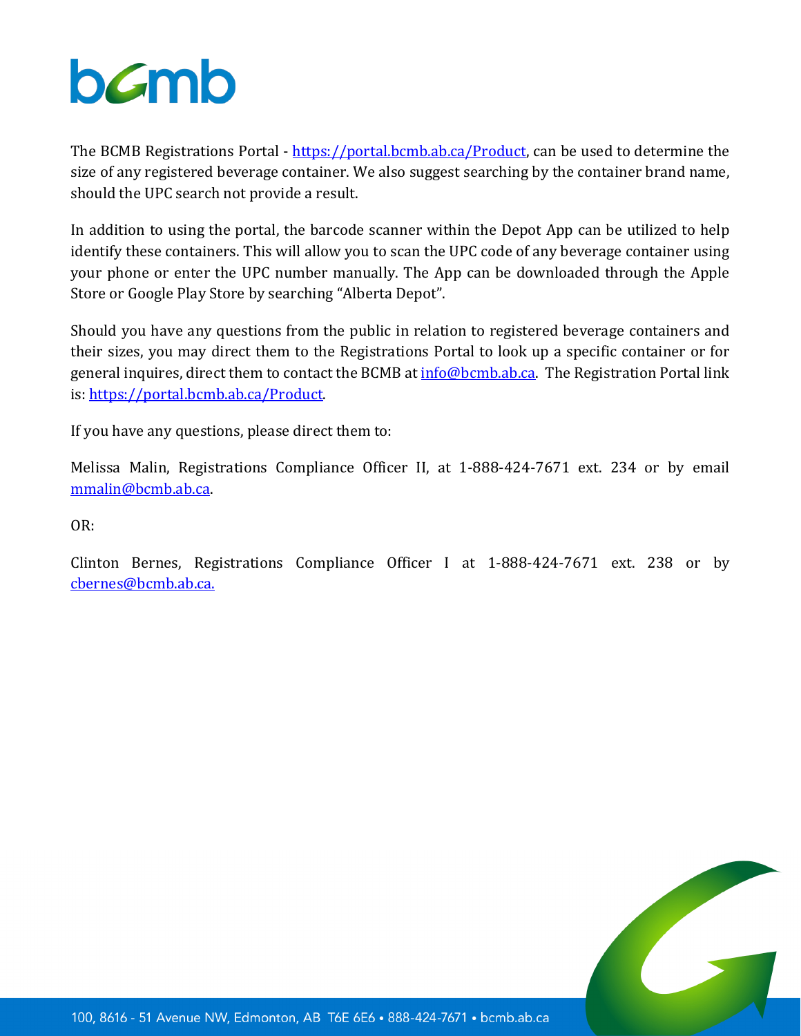The BCMB Registrations Portal - https://portal.bcmb.ab.ca/Product, can be used to determine the size of any registered beverage container. We also suggest searching by the container brand name, should the UPC search not provide a result.

In addition to using the portal, the barcode scanner within the Depot App can be utilized to help identify these containers. This will allow you to scan the UPC code of any beverage container using your phone or enter the UPC number manually. The App can be downloaded through the Apple Store or Google Play Store by searching "Alberta Depot".

Should you have any questions from the public in relation to registered beverage containers and their sizes, you may direct them to the Registrations Portal to look up a specific container or for general inquires, direct them to contact the BCMB at info@bcmb.ab.ca. The Registration Portal link is: https://portal.bcmb.ab.ca/Product.

If you have any questions, please direct them to:

Melissa Malin, Registrations Compliance Officer II, at 1-888-424-7671 ext. 234 or by email mmalin@bcmb.ab.ca.

OR:

Clinton Bernes, Registrations Compliance Officer I at 1-888-424-7671 ext. 238 or by cbernes@bcmb.ab.ca.